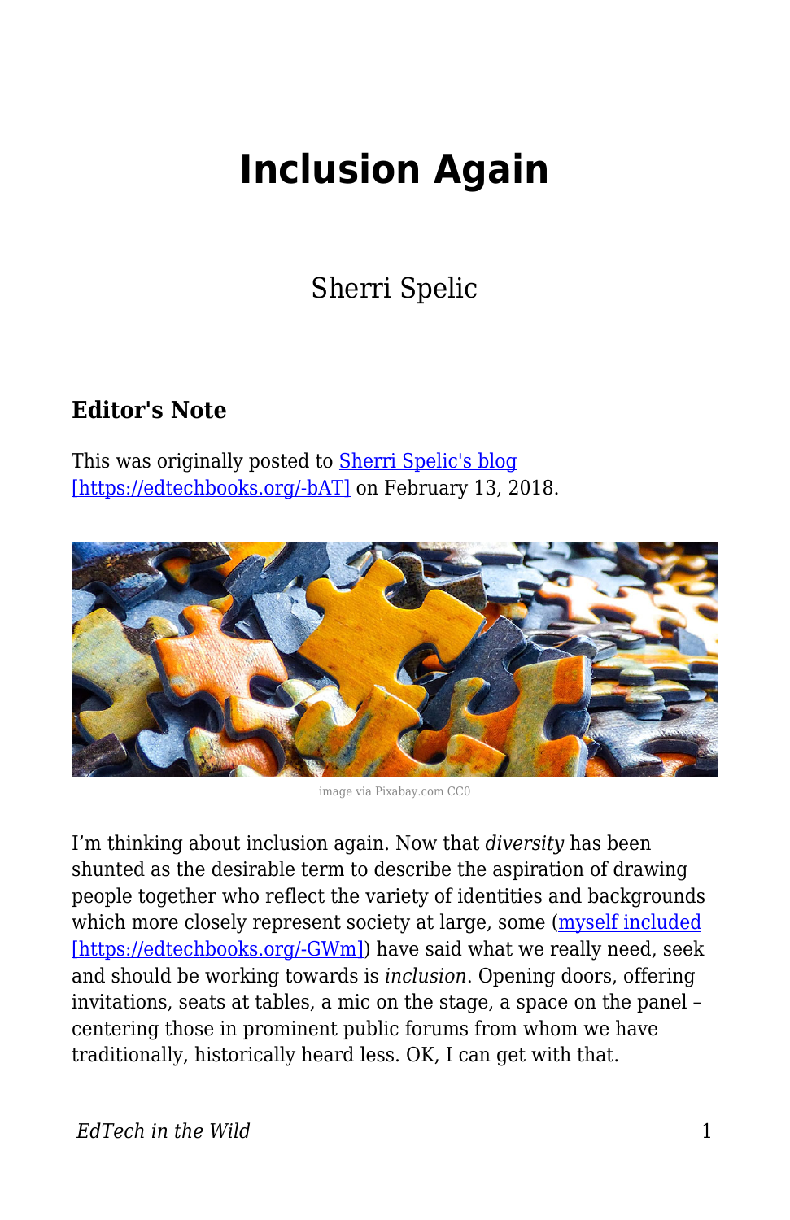# Inclusion Again

Sherri Spelic

### Editor's Note

This was originally posted to Sherri Spelic's blog [https://edtechbooks.org/-bAT] on February 13, 2018.

image via Pixabay.com CC0

I'm thinking about inclusion again. Now that *diversity* has been shunted as the desirable term to describe the aspiration of drawing people together who reflect the variety of identities and backgrounds which more closely represent society at large, some (myself included [https://edtechbooks.org/-GWm]) have said what we really need, seek and should be working towards is *inclusion*. Opening doors, offering invitations, seats at tables, a mic on the stage, a space on the panel – centering those in prominent public forums from whom we have traditionally, historically heard less. OK, I can get with that.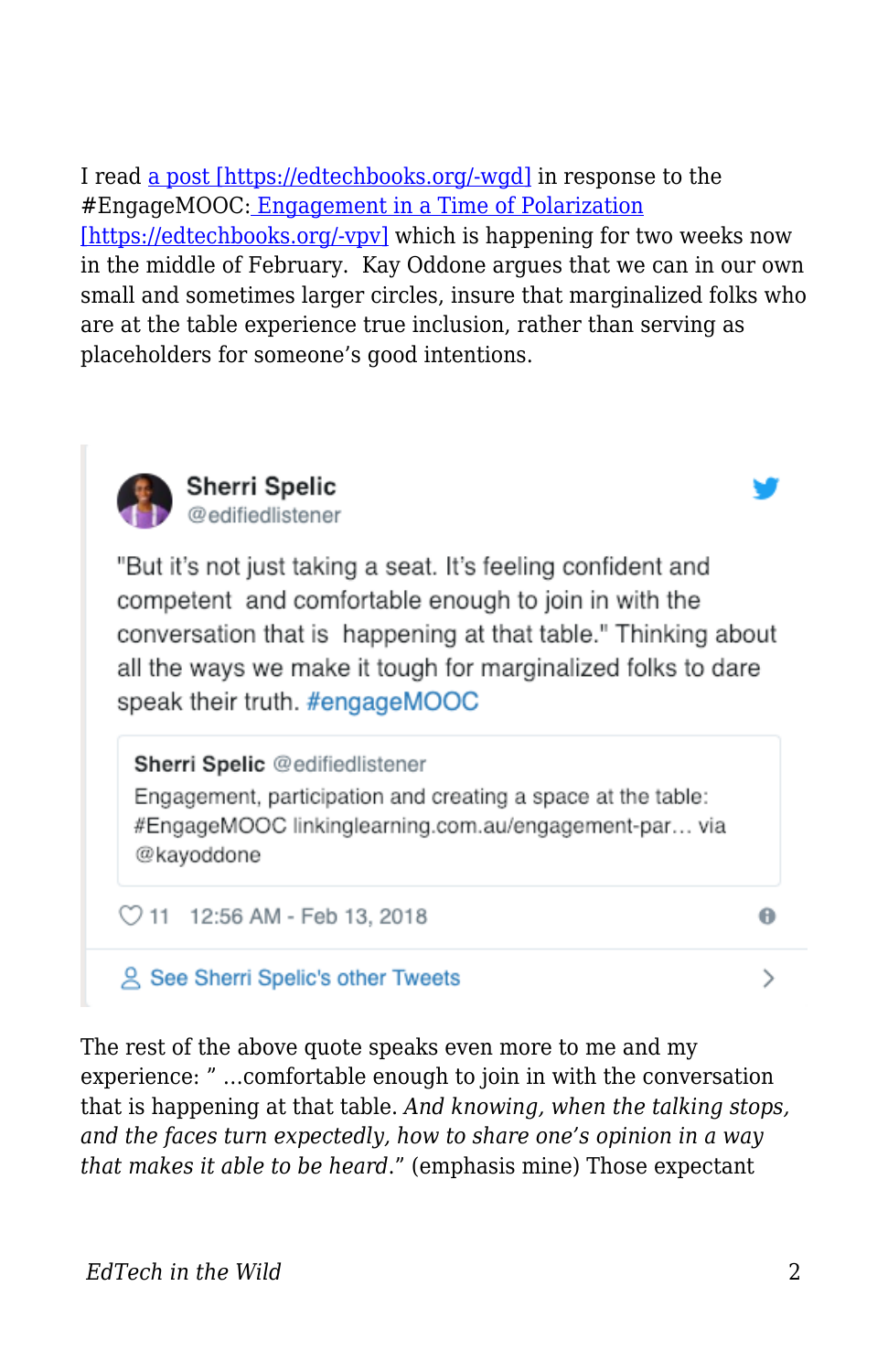I read [a post [https://edtechbooks.org/-wgd]](https://edtechbooks.org/-wgd) in response to the #EngageMOOC: [Engagement in a Time of Polarization [https://edtechbooks.org/-vpv]](https://edtechbooks.org/-vpv) which is happening for two weeks now in the middle of February.  Kay Oddone argues that we can in our own small and sometimes larger circles, insure that marginalized folks who are at the table experience true inclusion, rather than serving as placeholders for someone's good intentions.

> **Sherri Spelic** @edifiedlistener
>
> "But it's not just taking a seat. It's feeling confident and competent and comfortable enough to join in with the conversation that is happening at that table." Thinking about all the ways we make it tough for marginalized folks to dare speak their truth. #engageMOOC
>
> > **Sherri Spelic** @edifiedlistener
> > Engagement, participation and creating a space at the table: #EngageMOOC linkinglearning.com.au/engagement-par… via @kayoddone
>
> 11   12:56 AM - Feb 13, 2018
>
> See Sherri Spelic's other Tweets

The rest of the above quote speaks even more to me and my experience: " …comfortable enough to join in with the conversation that is happening at that table. *And knowing, when the talking stops, and the faces turn expectedly, how to share one's opinion in a way that makes it able to be heard*." (emphasis mine) Those expectant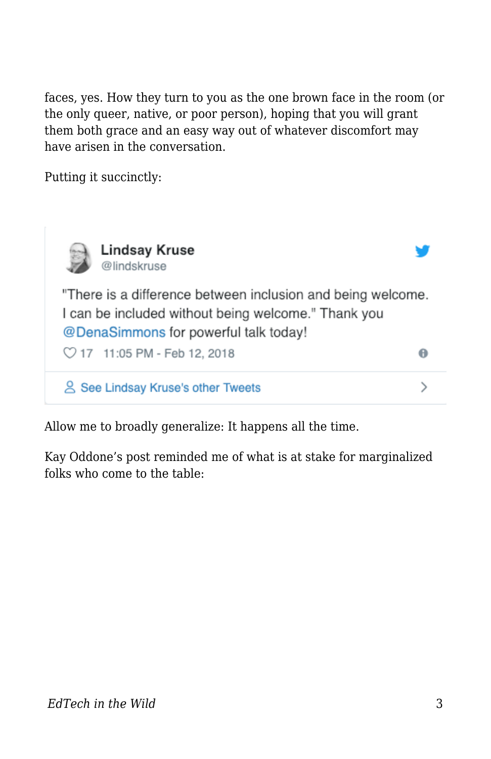faces, yes. How they turn to you as the one brown face in the room (or the only queer, native, or poor person), hoping that you will grant them both grace and an easy way out of whatever discomfort may have arisen in the conversation.

Putting it succinctly:

> **Lindsay Kruse**
> @lindskruse
>
> "There is a difference between inclusion and being welcome. I can be included without being welcome." Thank you @DenaSimmons for powerful talk today!
>
> 17 11:05 PM - Feb 12, 2018
>
> See Lindsay Kruse's other Tweets

Allow me to broadly generalize: It happens all the time.

Kay Oddone's post reminded me of what is at stake for marginalized folks who come to the table: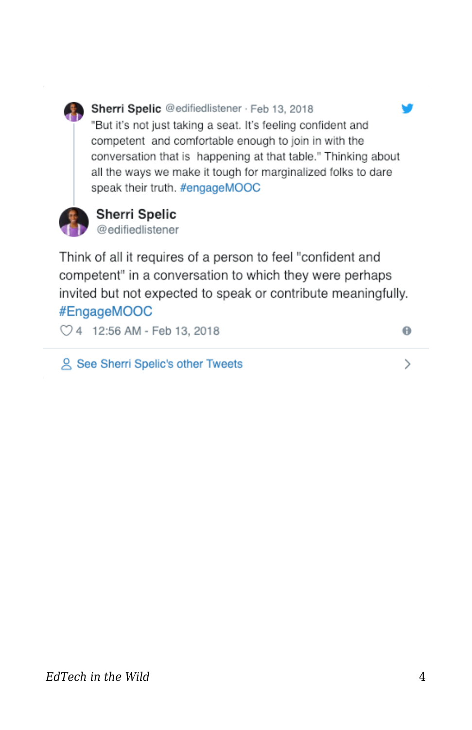**Sherri Spelic** @edifiedlistener · Feb 13, 2018

"But it's not just taking a seat. It's feeling confident and competent and comfortable enough to join in with the conversation that is happening at that table." Thinking about all the ways we make it tough for marginalized folks to dare speak their truth. #engageMOOC

**Sherri Spelic**
@edifiedlistener

Think of all it requires of a person to feel "confident and competent" in a conversation to which they were perhaps invited but not expected to speak or contribute meaningfully. #EngageMOOC

4 12:56 AM - Feb 13, 2018

See Sherri Spelic's other Tweets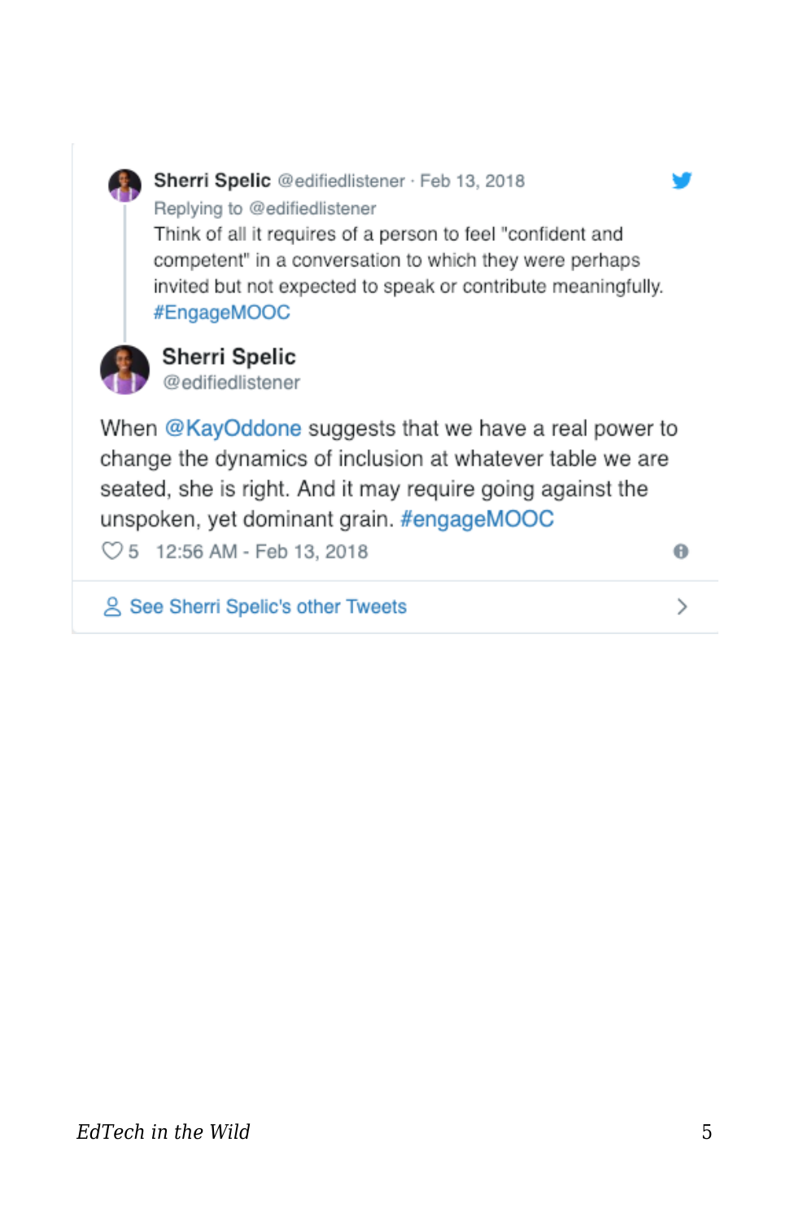Sherri Spelic @edifiedlistener · Feb 13, 2018

Replying to @edifiedlistener

Think of all it requires of a person to feel "confident and competent" in a conversation to which they were perhaps invited but not expected to speak or contribute meaningfully. #EngageMOOC

**Sherri Spelic**
@edifiedlistener

When @KayOddone suggests that we have a real power to change the dynamics of inclusion at whatever table we are seated, she is right. And it may require going against the unspoken, yet dominant grain. #engageMOOC

♡ 5  12:56 AM - Feb 13, 2018

See Sherri Spelic's other Tweets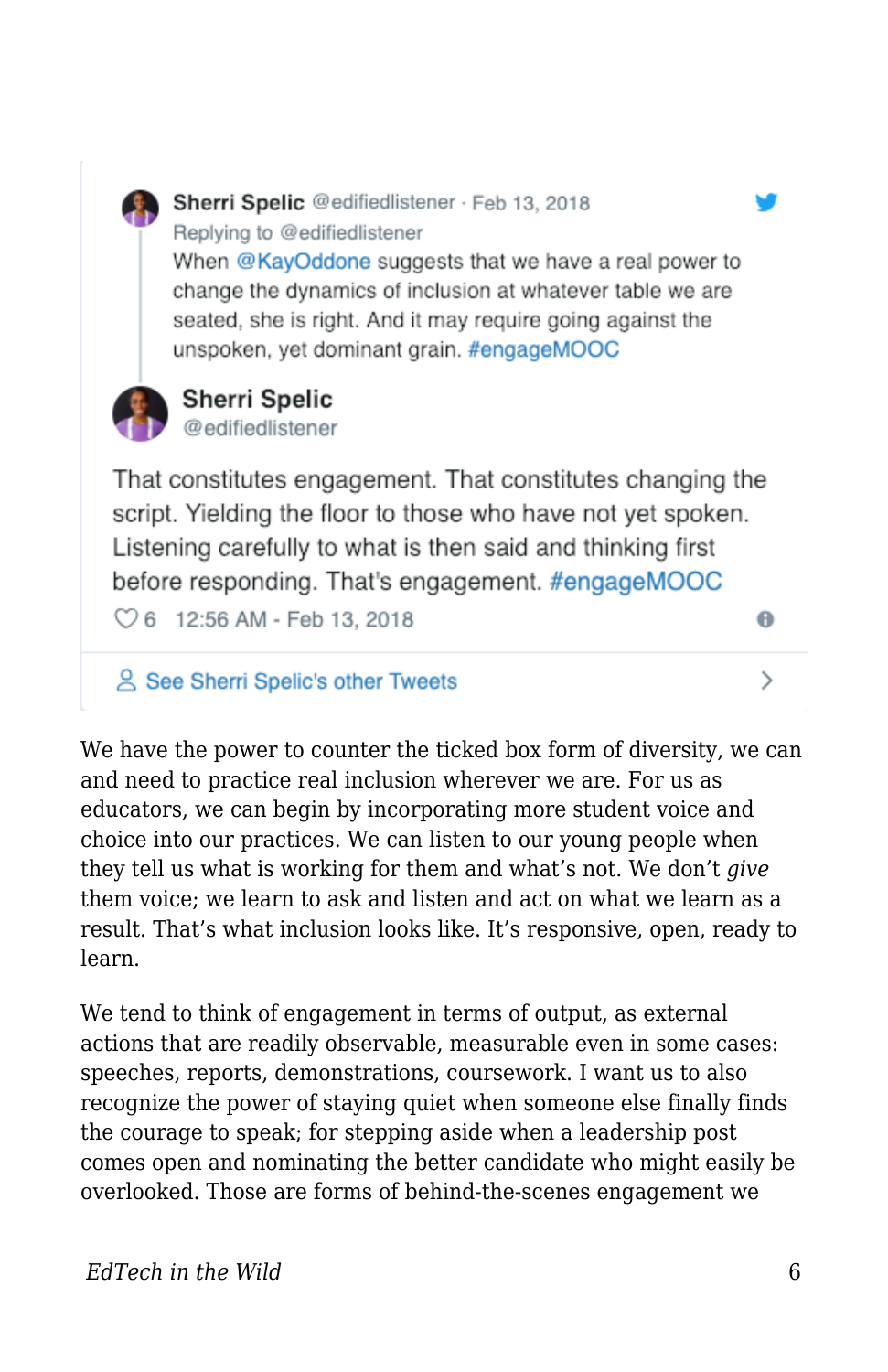> **Sherri Spelic** @edifiedlistener · Feb 13, 2018
> Replying to @edifiedlistener
> When @KayOddone suggests that we have a real power to change the dynamics of inclusion at whatever table we are seated, she is right. And it may require going against the unspoken, yet dominant grain. #engageMOOC
>
> **Sherri Spelic**
> @edifiedlistener
>
> That constitutes engagement. That constitutes changing the script. Yielding the floor to those who have not yet spoken. Listening carefully to what is then said and thinking first before responding. That's engagement. #engageMOOC
>
> ♡ 6 12:56 AM - Feb 13, 2018
>
> See Sherri Spelic's other Tweets

We have the power to counter the ticked box form of diversity, we can and need to practice real inclusion wherever we are. For us as educators, we can begin by incorporating more student voice and choice into our practices. We can listen to our young people when they tell us what is working for them and what's not. We don't *give* them voice; we learn to ask and listen and act on what we learn as a result. That's what inclusion looks like. It's responsive, open, ready to learn.

We tend to think of engagement in terms of output, as external actions that are readily observable, measurable even in some cases: speeches, reports, demonstrations, coursework. I want us to also recognize the power of staying quiet when someone else finally finds the courage to speak; for stepping aside when a leadership post comes open and nominating the better candidate who might easily be overlooked. Those are forms of behind-the-scenes engagement we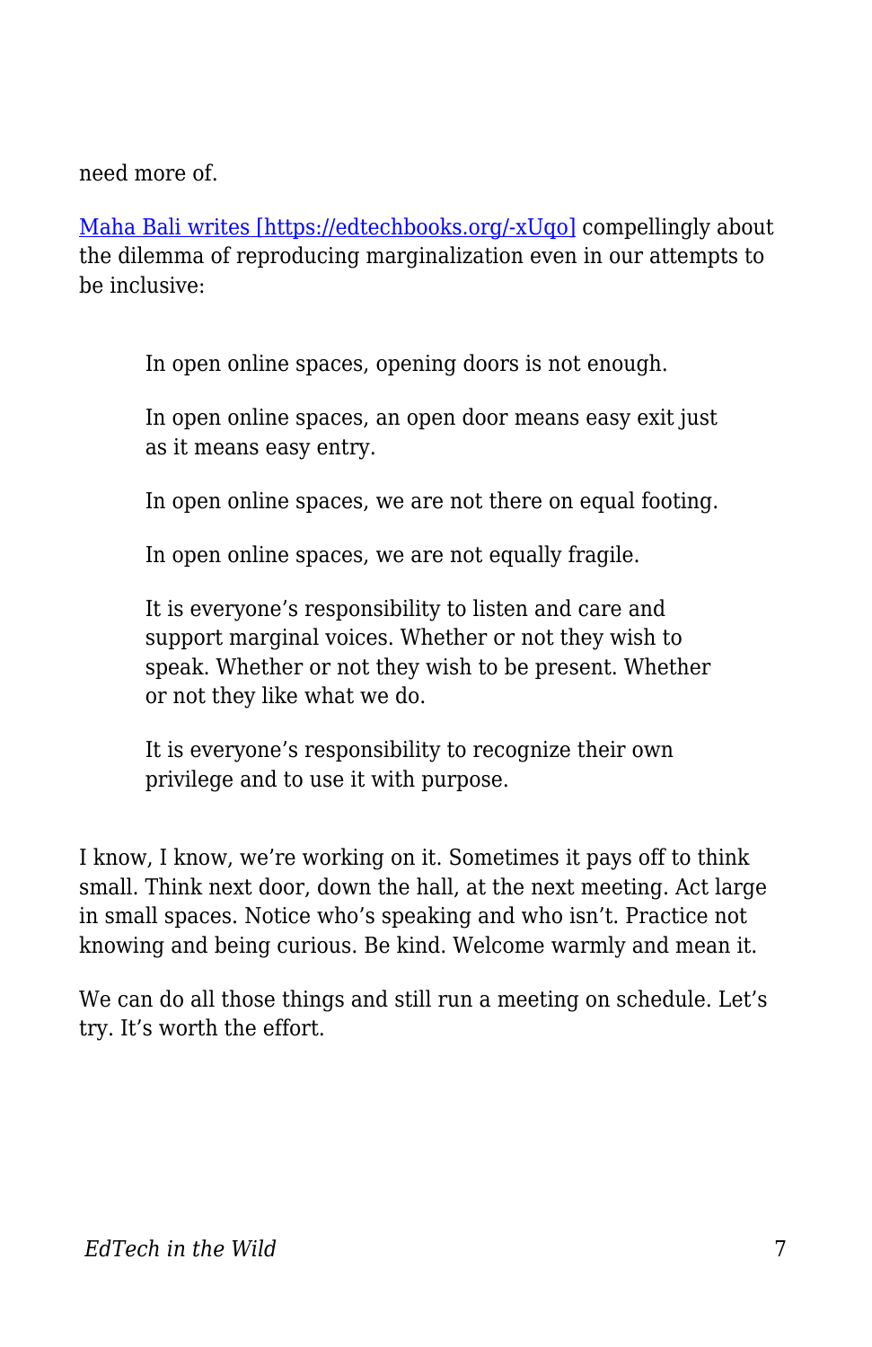need more of.

[Maha Bali writes [https://edtechbooks.org/-xUqo]](https://edtechbooks.org/-xUqo) compellingly about the dilemma of reproducing marginalization even in our attempts to be inclusive:

> In open online spaces, opening doors is not enough.
>
> In open online spaces, an open door means easy exit just as it means easy entry.
>
> In open online spaces, we are not there on equal footing.
>
> In open online spaces, we are not equally fragile.
>
> It is everyone's responsibility to listen and care and support marginal voices. Whether or not they wish to speak. Whether or not they wish to be present. Whether or not they like what we do.
>
> It is everyone's responsibility to recognize their own privilege and to use it with purpose.

I know, I know, we're working on it. Sometimes it pays off to think small. Think next door, down the hall, at the next meeting. Act large in small spaces. Notice who's speaking and who isn't. Practice not knowing and being curious. Be kind. Welcome warmly and mean it.

We can do all those things and still run a meeting on schedule. Let's try. It's worth the effort.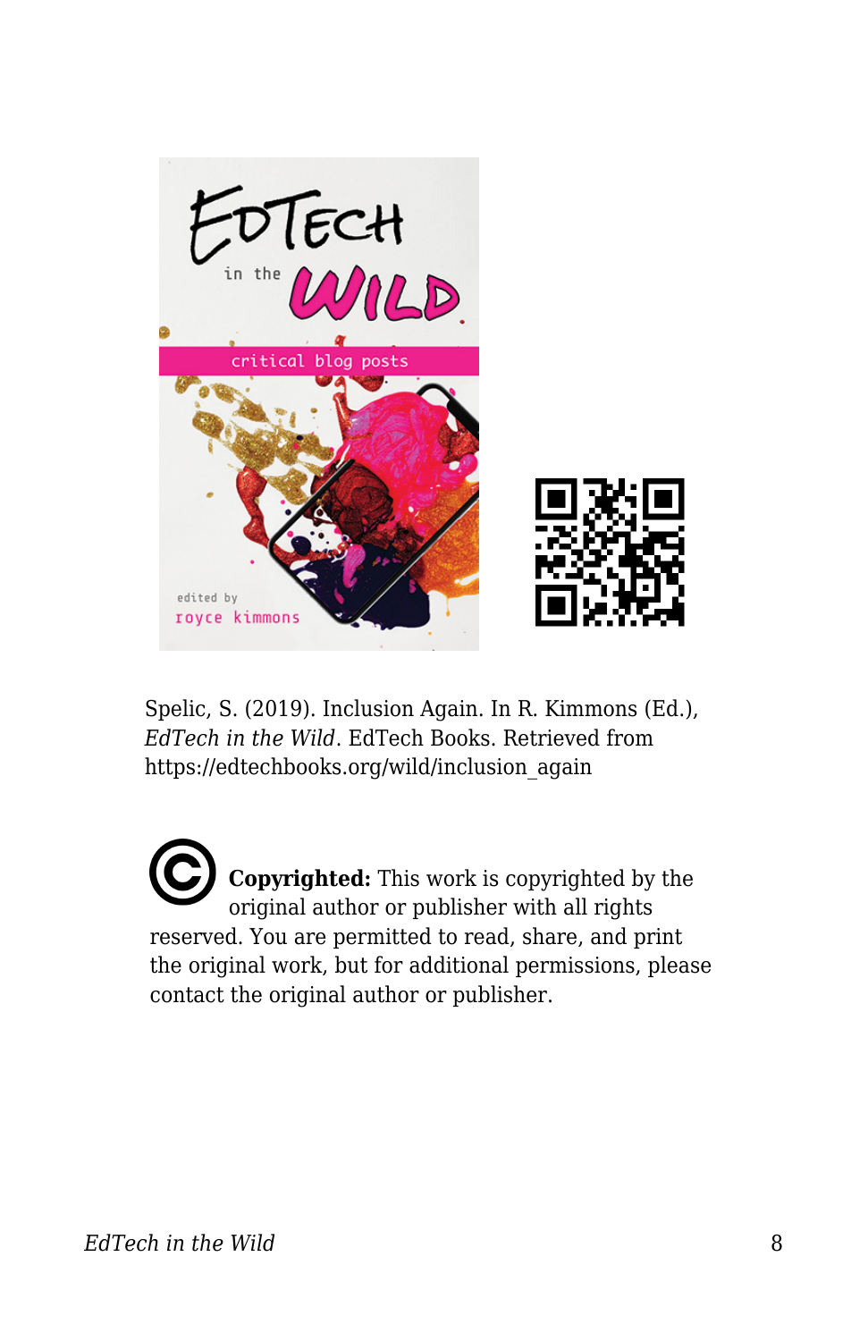Spelic, S. (2019). Inclusion Again. In R. Kimmons (Ed.), *EdTech in the Wild*. EdTech Books. Retrieved from https://edtechbooks.org/wild/inclusion_again

**Copyrighted:** This work is copyrighted by the original author or publisher with all rights reserved. You are permitted to read, share, and print the original work, but for additional permissions, please contact the original author or publisher.